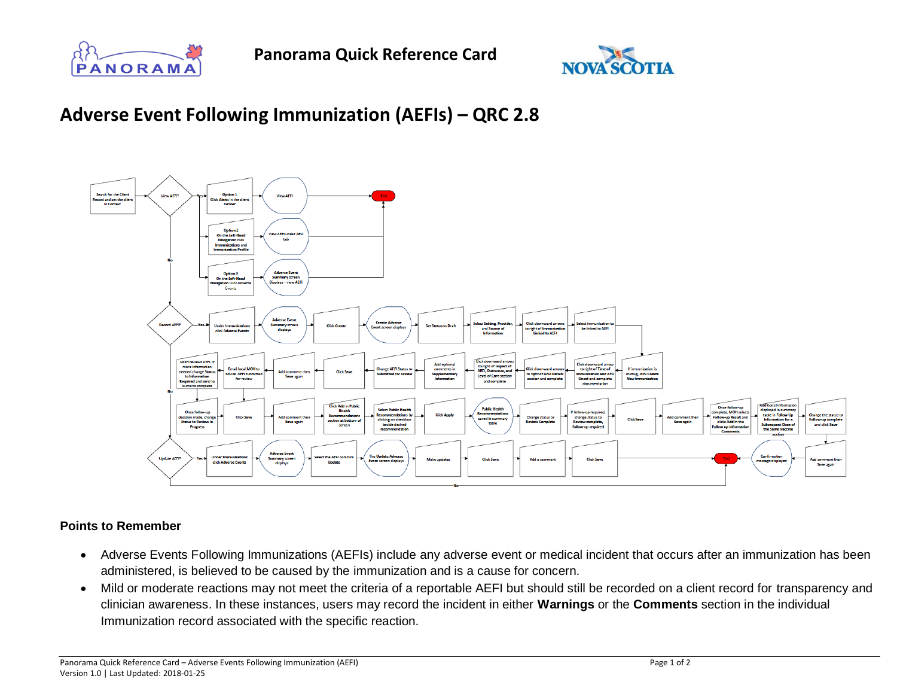**Panorama Quick Reference Card**

# Adverse Event Following Immunization (AEFIs) – QRC 2.8

Search for the Client Record and set the client in Context

View AEFI?

Yes

Option 1
Click Alerts in the client header

View AEFI

End

Option 2
On the Left-Hand Navigation click Immunizations and Immunization Profile

View AEFI under AEFI tab

Option 3
On the Left-Hand Navigation Click Adverse Events

Adverse Event Summary screen Displays – view AEFI

No

Record AEFI?

Yes

Under Immunizations click Adverse Events

Adverse Event Summary screen displays

Click Create

Create Adverse Event screen displays

Set Status to Draft

Select Setting, Provider, and Source of Information

Click downward arrows to right of Immunization Linked to AEFI

Select immunization to be linked to AEFI

If immunization is missing, click Create New Immunization

Click downward arrow to right of Time of Immunization and AEFI Onset and complete documentation

Click downward arrows to right of AEFI Details section and complete

Click downward arrows to right of Impact of AEFI, Outcomes, and Level of Care section and complete

Add optional comments in Supplementary Information

Change AEFI Status to Submitted for review

Click Save

Add comment then Save again

Email local MOH to advise AEFI submitted for review

MOH reviews AEFI. If more information needed change Status to Information Required and send to Nurse to complete

Click Save

No

Once follow-up decision made, change Status to Review in Progress

Add comment then Save again

Click Add in Public Health Recommendations section at bottom of screen

Select Public Health Recommendations by clicking on checkbox beside desired recommendation

Click Apply

Public Health Recommendations saved in summary table

Change status to Review Complete

If follow-up required, change status to Review complete, Follow-up required

Click Save

Add comment then Save again

Once follow-up complete, MOH selects Follow-up Result and clicks Add in the Follow up Information Comments

Additional information displayed in summary table in Follow Up Information for a Subsequent Dose of the Same Vaccine section

Change the status to Follow-up complete and click Save

Add comment then Save again

Confirmation message displayed

End

Update AEFI?

Yes

Under Immunizations click Adverse Events

Adverse Event Summary screen displays

Select the AEFI and click Update

The Update Adverse Event screen displays

Make updates

Click Save

Add a comment

Click Save

No

**Points to Remember**

- Adverse Events Following Immunizations (AEFIs) include any adverse event or medical incident that occurs after an immunization has been administered, is believed to be caused by the immunization and is a cause for concern.
- Mild or moderate reactions may not meet the criteria of a reportable AEFI but should still be recorded on a client record for transparency and clinician awareness. In these instances, users may record the incident in either **Warnings** or the **Comments** section in the individual Immunization record associated with the specific reaction.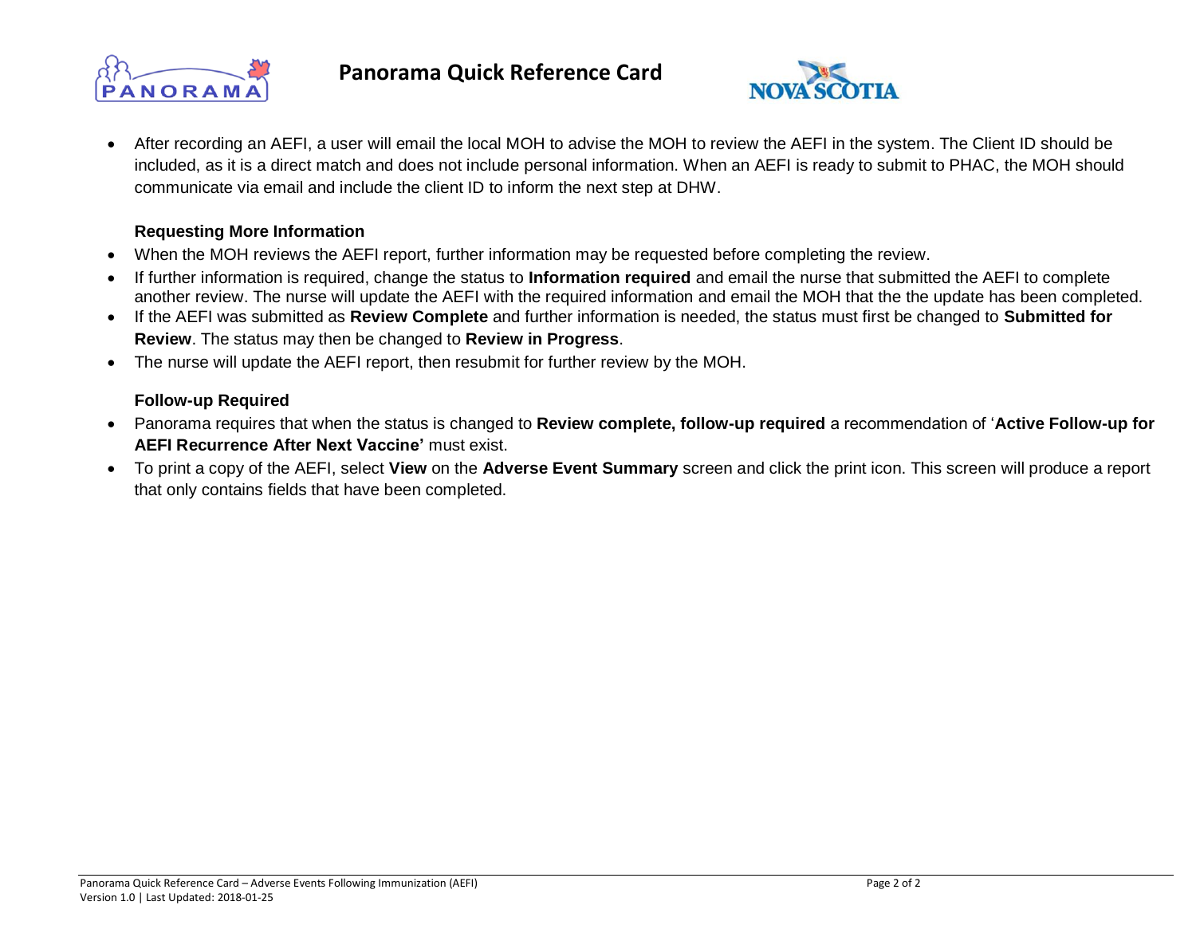- After recording an AEFI, a user will email the local MOH to advise the MOH to review the AEFI in the system. The Client ID should be included, as it is a direct match and does not include personal information. When an AEFI is ready to submit to PHAC, the MOH should communicate via email and include the client ID to inform the next step at DHW.

**Requesting More Information**

- When the MOH reviews the AEFI report, further information may be requested before completing the review.
- If further information is required, change the status to **Information required** and email the nurse that submitted the AEFI to complete another review. The nurse will update the AEFI with the required information and email the MOH that the the update has been completed.
- If the AEFI was submitted as **Review Complete** and further information is needed, the status must first be changed to **Submitted for Review**. The status may then be changed to **Review in Progress**.
- The nurse will update the AEFI report, then resubmit for further review by the MOH.

**Follow-up Required**

- Panorama requires that when the status is changed to **Review complete, follow-up required** a recommendation of '**Active Follow-up for AEFI Recurrence After Next Vaccine'** must exist.
- To print a copy of the AEFI, select **View** on the **Adverse Event Summary** screen and click the print icon. This screen will produce a report that only contains fields that have been completed.